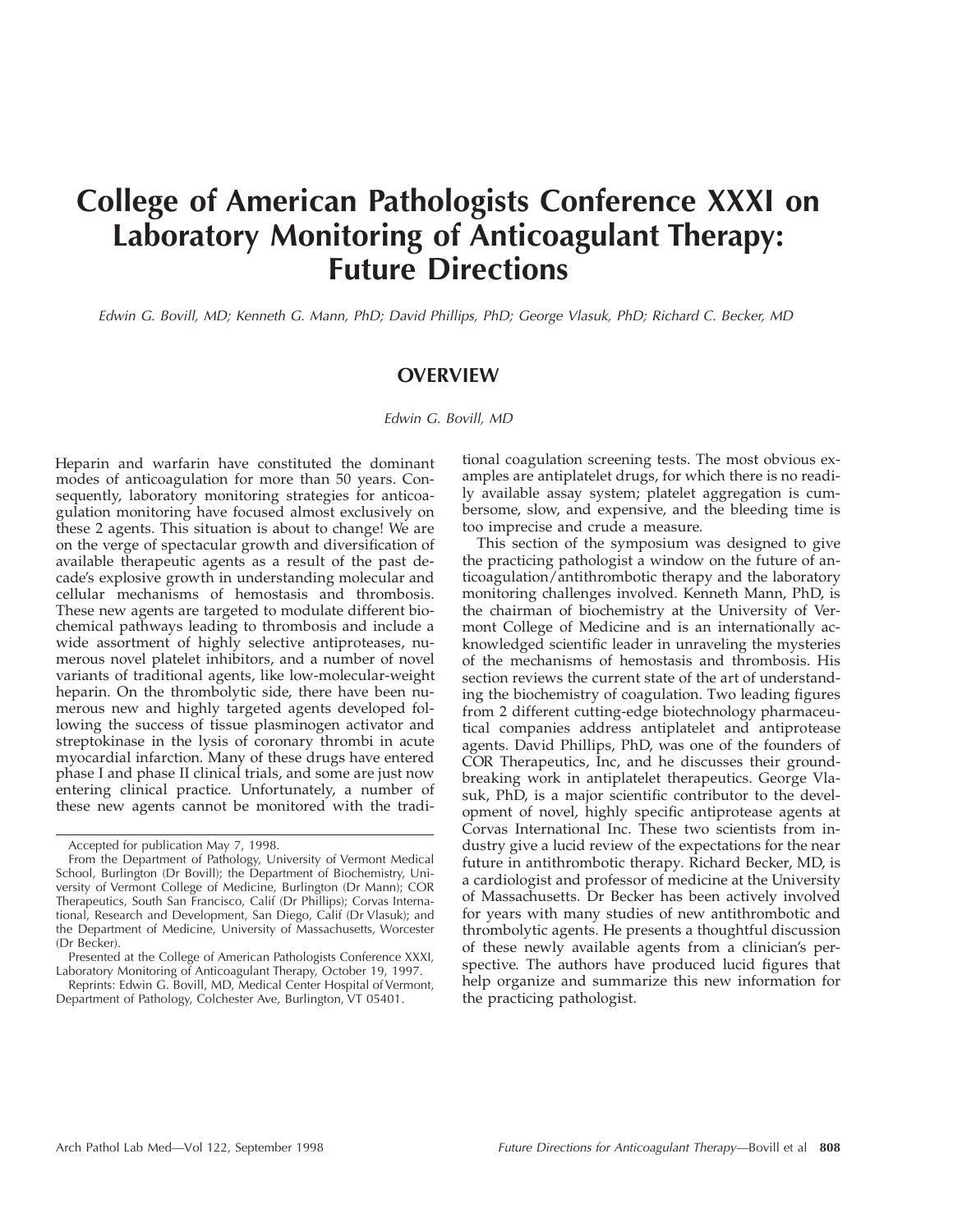# College of American Pathologists Conference XXXI on Laboratory Monitoring of Anticoagulant Therapy: Future Directions

*Edwin G. Bovill, MD; Kenneth G. Mann, PhD; David Phillips, PhD; George Vlasuk, PhD; Richard C. Becker, MD*

## OVERVIEW

*Edwin G. Bovill, MD*

Heparin and warfarin have constituted the dominant modes of anticoagulation for more than 50 years. Consequently, laboratory monitoring strategies for anticoagulation monitoring have focused almost exclusively on these 2 agents. This situation is about to change! We are on the verge of spectacular growth and diversification of available therapeutic agents as a result of the past decade's explosive growth in understanding molecular and cellular mechanisms of hemostasis and thrombosis. These new agents are targeted to modulate different biochemical pathways leading to thrombosis and include a wide assortment of highly selective antiproteases, numerous novel platelet inhibitors, and a number of novel variants of traditional agents, like low-molecular-weight heparin. On the thrombolytic side, there have been numerous new and highly targeted agents developed following the success of tissue plasminogen activator and streptokinase in the lysis of coronary thrombi in acute myocardial infarction. Many of these drugs have entered phase I and phase II clinical trials, and some are just now entering clinical practice. Unfortunately, a number of these new agents cannot be monitored with the traditional coagulation screening tests. The most obvious examples are antiplatelet drugs, for which there is no readily available assay system; platelet aggregation is cumbersome, slow, and expensive, and the bleeding time is too imprecise and crude a measure.

This section of the symposium was designed to give the practicing pathologist a window on the future of anticoagulation/antithrombotic therapy and the laboratory monitoring challenges involved. Kenneth Mann, PhD, is the chairman of biochemistry at the University of Vermont College of Medicine and is an internationally acknowledged scientific leader in unraveling the mysteries of the mechanisms of hemostasis and thrombosis. His section reviews the current state of the art of understanding the biochemistry of coagulation. Two leading figures from 2 different cutting-edge biotechnology pharmaceutical companies address antiplatelet and antiprotease agents. David Phillips, PhD, was one of the founders of COR Therapeutics, Inc, and he discusses their groundbreaking work in antiplatelet therapeutics. George Vlasuk, PhD, is a major scientific contributor to the development of novel, highly specific antiprotease agents at Corvas International Inc. These two scientists from industry give a lucid review of the expectations for the near future in antithrombotic therapy. Richard Becker, MD, is a cardiologist and professor of medicine at the University of Massachusetts. Dr Becker has been actively involved for years with many studies of new antithrombotic and thrombolytic agents. He presents a thoughtful discussion of these newly available agents from a clinician's perspective. The authors have produced lucid figures that help organize and summarize this new information for the practicing pathologist.

Accepted for publication May 7, 1998.

From the Department of Pathology, University of Vermont Medical School, Burlington (Dr Bovill); the Department of Biochemistry, University of Vermont College of Medicine, Burlington (Dr Mann); COR Therapeutics, South San Francisco, Calif (Dr Phillips); Corvas International, Research and Development, San Diego, Calif (Dr Vlasuk); and the Department of Medicine, University of Massachusetts, Worcester (Dr Becker).

Presented at the College of American Pathologists Conference XXXI, Laboratory Monitoring of Anticoagulant Therapy, October 19, 1997.

Reprints: Edwin G. Bovill, MD, Medical Center Hospital of Vermont, Department of Pathology, Colchester Ave, Burlington, VT 05401.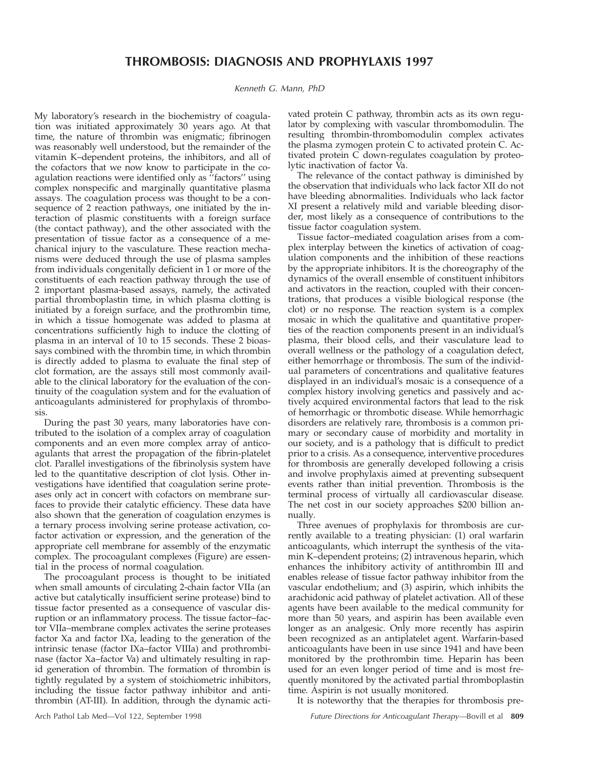## THROMBOSIS: DIAGNOSIS AND PROPHYLAXIS 1997

*Kenneth G. Mann, PhD*

My laboratory's research in the biochemistry of coagulation was initiated approximately 30 years ago. At that time, the nature of thrombin was enigmatic; fibrinogen was reasonably well understood, but the remainder of the vitamin K–dependent proteins, the inhibitors, and all of the cofactors that we now know to participate in the coagulation reactions were identified only as ''factors'' using complex nonspecific and marginally quantitative plasma assays. The coagulation process was thought to be a consequence of 2 reaction pathways, one initiated by the interaction of plasmic constituents with a foreign surface (the contact pathway), and the other associated with the presentation of tissue factor as a consequence of a mechanical injury to the vasculature. These reaction mechanisms were deduced through the use of plasma samples from individuals congenitally deficient in 1 or more of the constituents of each reaction pathway through the use of 2 important plasma-based assays, namely, the activated partial thromboplastin time, in which plasma clotting is initiated by a foreign surface, and the prothrombin time, in which a tissue homogenate was added to plasma at concentrations sufficiently high to induce the clotting of plasma in an interval of 10 to 15 seconds. These 2 bioassays combined with the thrombin time, in which thrombin is directly added to plasma to evaluate the final step of clot formation, are the assays still most commonly available to the clinical laboratory for the evaluation of the continuity of the coagulation system and for the evaluation of anticoagulants administered for prophylaxis of thrombosis.

During the past 30 years, many laboratories have contributed to the isolation of a complex array of coagulation components and an even more complex array of anticoagulants that arrest the propagation of the fibrin-platelet clot. Parallel investigations of the fibrinolysis system have led to the quantitative description of clot lysis. Other investigations have identified that coagulation serine proteases only act in concert with cofactors on membrane surfaces to provide their catalytic efficiency. These data have also shown that the generation of coagulation enzymes is a ternary process involving serine protease activation, cofactor activation or expression, and the generation of the appropriate cell membrane for assembly of the enzymatic complex. The procoagulant complexes (Figure) are essential in the process of normal coagulation.

The procoagulant process is thought to be initiated when small amounts of circulating 2-chain factor VIIa (an active but catalytically insufficient serine protease) bind to tissue factor presented as a consequence of vascular disruption or an inflammatory process. The tissue factor–factor VIIa–membrane complex activates the serine proteases factor Xa and factor IXa, leading to the generation of the intrinsic tenase (factor IXa–factor VIIIa) and prothrombinase (factor Xa–factor Va) and ultimately resulting in rapid generation of thrombin. The formation of thrombin is tightly regulated by a system of stoichiometric inhibitors, including the tissue factor pathway inhibitor and antithrombin (AT-III). In addition, through the dynamic activated protein C pathway, thrombin acts as its own regulator by complexing with vascular thrombomodulin. The resulting thrombin-thrombomodulin complex activates the plasma zymogen protein C to activated protein C. Activated protein C down-regulates coagulation by proteolytic inactivation of factor Va.

The relevance of the contact pathway is diminished by the observation that individuals who lack factor XII do not have bleeding abnormalities. Individuals who lack factor XI present a relatively mild and variable bleeding disorder, most likely as a consequence of contributions to the tissue factor coagulation system.

Tissue factor–mediated coagulation arises from a complex interplay between the kinetics of activation of coagulation components and the inhibition of these reactions by the appropriate inhibitors. It is the choreography of the dynamics of the overall ensemble of constituent inhibitors and activators in the reaction, coupled with their concentrations, that produces a visible biological response (the clot) or no response. The reaction system is a complex mosaic in which the qualitative and quantitative properties of the reaction components present in an individual's plasma, their blood cells, and their vasculature lead to overall wellness or the pathology of a coagulation defect, either hemorrhage or thrombosis. The sum of the individual parameters of concentrations and qualitative features displayed in an individual's mosaic is a consequence of a complex history involving genetics and passively and actively acquired environmental factors that lead to the risk of hemorrhagic or thrombotic disease. While hemorrhagic disorders are relatively rare, thrombosis is a common primary or secondary cause of morbidity and mortality in our society, and is a pathology that is difficult to predict prior to a crisis. As a consequence, interventive procedures for thrombosis are generally developed following a crisis and involve prophylaxis aimed at preventing subsequent events rather than initial prevention. Thrombosis is the terminal process of virtually all cardiovascular disease. The net cost in our society approaches $200 billion annually.

Three avenues of prophylaxis for thrombosis are currently available to a treating physician: (1) oral warfarin anticoagulants, which interrupt the synthesis of the vitamin K–dependent proteins; (2) intravenous heparin, which enhances the inhibitory activity of antithrombin III and enables release of tissue factor pathway inhibitor from the vascular endothelium; and (3) aspirin, which inhibits the arachidonic acid pathway of platelet activation. All of these agents have been available to the medical community for more than 50 years, and aspirin has been available even longer as an analgesic. Only more recently has aspirin been recognized as an antiplatelet agent. Warfarin-based anticoagulants have been in use since 1941 and have been monitored by the prothrombin time. Heparin has been used for an even longer period of time and is most frequently monitored by the activated partial thromboplastin time. Aspirin is not usually monitored.

It is noteworthy that the therapies for thrombosis pre-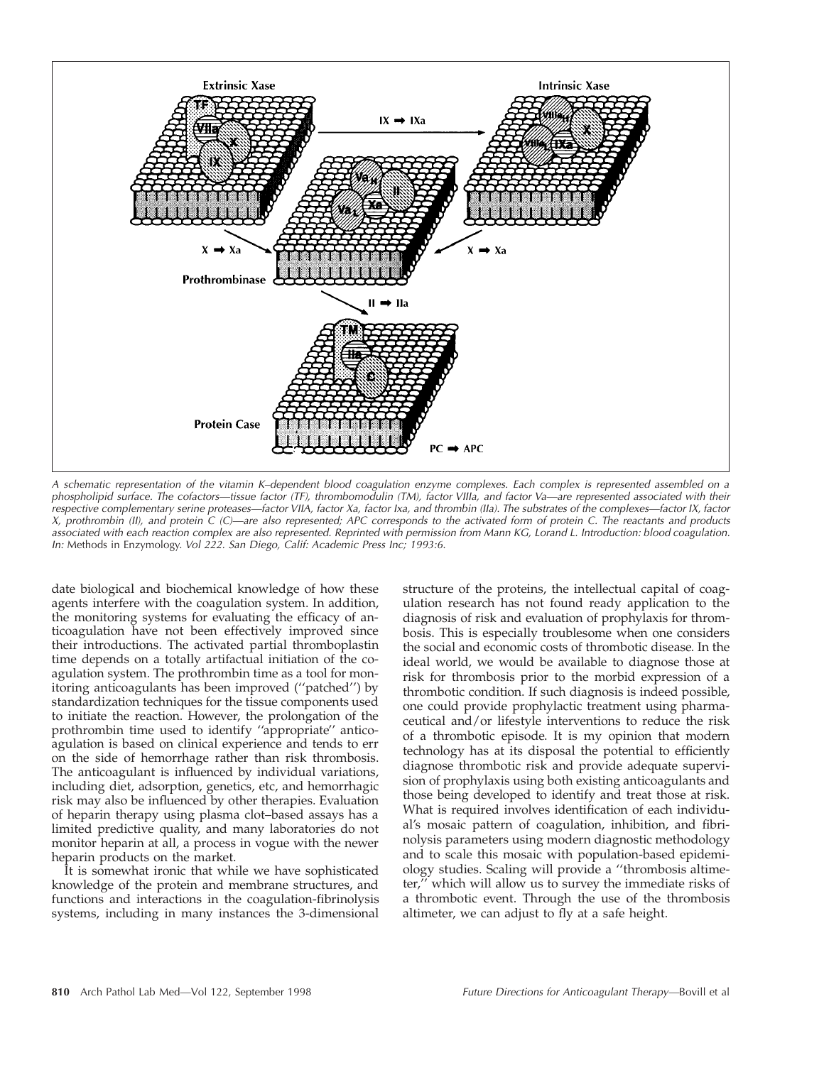A schematic representation of the vitamin K–dependent blood coagulation enzyme complexes. Each complex is represented assembled on a phospholipid surface. The cofactors—tissue factor (TF), thrombomodulin (TM), factor VIIIa, and factor Va—are represented associated with their respective complementary serine proteases—factor VIIA, factor Xa, factor Ixa, and thrombin (IIa). The substrates of the complexes—factor IX, factor X, prothrombin (II), and protein C (C)—are also represented; APC corresponds to the activated form of protein C. The reactants and products associated with each reaction complex are also represented. Reprinted with permission from Mann KG, Lorand L. Introduction: blood coagulation. *In:* Methods in Enzymology. *Vol 222. San Diego, Calif: Academic Press Inc; 1993:6.*

date biological and biochemical knowledge of how these agents interfere with the coagulation system. In addition, the monitoring systems for evaluating the efficacy of anticoagulation have not been effectively improved since their introductions. The activated partial thromboplastin time depends on a totally artifactual initiation of the coagulation system. The prothrombin time as a tool for monitoring anticoagulants has been improved (''patched'') by standardization techniques for the tissue components used to initiate the reaction. However, the prolongation of the prothrombin time used to identify ''appropriate'' anticoagulation is based on clinical experience and tends to err on the side of hemorrhage rather than risk thrombosis. The anticoagulant is influenced by individual variations, including diet, adsorption, genetics, etc, and hemorrhagic risk may also be influenced by other therapies. Evaluation of heparin therapy using plasma clot–based assays has a limited predictive quality, and many laboratories do not monitor heparin at all, a process in vogue with the newer heparin products on the market.

It is somewhat ironic that while we have sophisticated knowledge of the protein and membrane structures, and functions and interactions in the coagulation-fibrinolysis systems, including in many instances the 3-dimensional structure of the proteins, the intellectual capital of coagulation research has not found ready application to the diagnosis of risk and evaluation of prophylaxis for thrombosis. This is especially troublesome when one considers the social and economic costs of thrombotic disease. In the ideal world, we would be available to diagnose those at risk for thrombosis prior to the morbid expression of a thrombotic condition. If such diagnosis is indeed possible, one could provide prophylactic treatment using pharmaceutical and/or lifestyle interventions to reduce the risk of a thrombotic episode. It is my opinion that modern technology has at its disposal the potential to efficiently diagnose thrombotic risk and provide adequate supervision of prophylaxis using both existing anticoagulants and those being developed to identify and treat those at risk. What is required involves identification of each individual's mosaic pattern of coagulation, inhibition, and fibrinolysis parameters using modern diagnostic methodology and to scale this mosaic with population-based epidemiology studies. Scaling will provide a ''thrombosis altimeter,'' which will allow us to survey the immediate risks of a thrombotic event. Through the use of the thrombosis altimeter, we can adjust to fly at a safe height.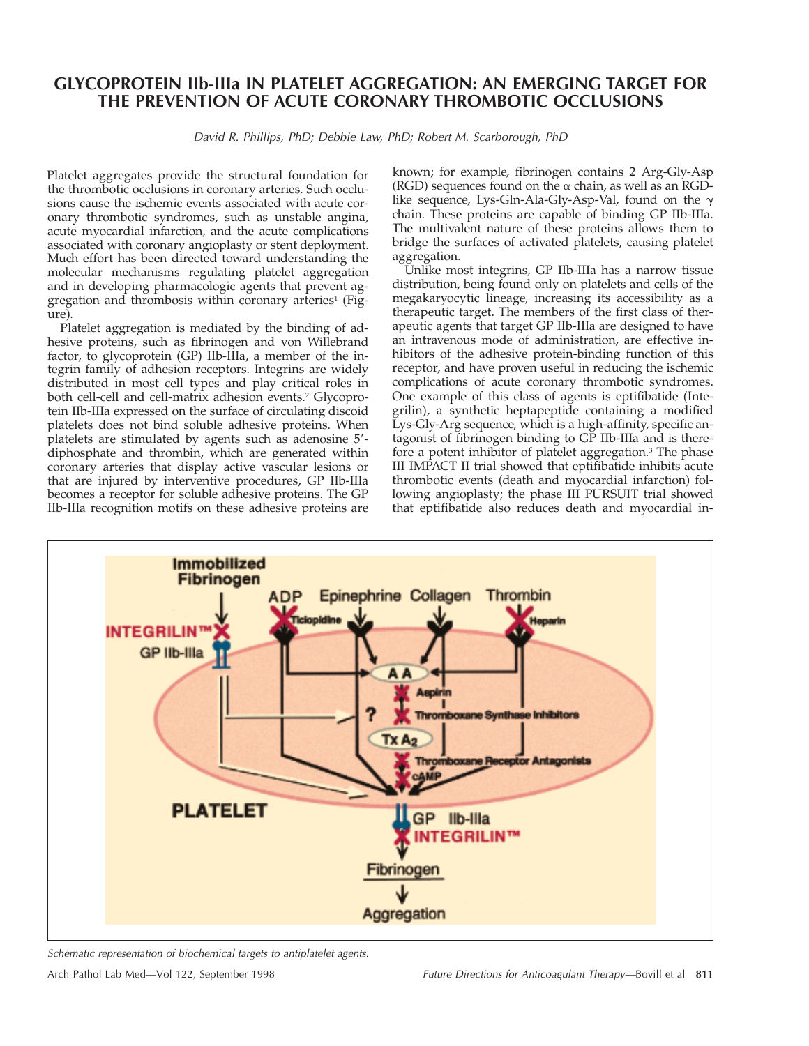# GLYCOPROTEIN IIb-IIIa IN PLATELET AGGREGATION: AN EMERGING TARGET FOR THE PREVENTION OF ACUTE CORONARY THROMBOTIC OCCLUSIONS

*David R. Phillips, PhD; Debbie Law, PhD; Robert M. Scarborough, PhD*

Platelet aggregates provide the structural foundation for the thrombotic occlusions in coronary arteries. Such occlusions cause the ischemic events associated with acute coronary thrombotic syndromes, such as unstable angina, acute myocardial infarction, and the acute complications associated with coronary angioplasty or stent deployment. Much effort has been directed toward understanding the molecular mechanisms regulating platelet aggregation and in developing pharmacologic agents that prevent aggregation and thrombosis within coronary arteries[1] (Figure).

Platelet aggregation is mediated by the binding of adhesive proteins, such as fibrinogen and von Willebrand factor, to glycoprotein (GP) IIb-IIIa, a member of the integrin family of adhesion receptors. Integrins are widely distributed in most cell types and play critical roles in both cell-cell and cell-matrix adhesion events.[2] Glycoprotein IIb-IIIa expressed on the surface of circulating discoid platelets does not bind soluble adhesive proteins. When platelets are stimulated by agents such as adenosine 5′-diphosphate and thrombin, which are generated within coronary arteries that display active vascular lesions or that are injured by interventive procedures, GP IIb-IIIa becomes a receptor for soluble adhesive proteins. The GP IIb-IIIa recognition motifs on these adhesive proteins are known; for example, fibrinogen contains 2 Arg-Gly-Asp (RGD) sequences found on the α chain, as well as an RGD-like sequence, Lys-Gln-Ala-Gly-Asp-Val, found on the γ chain. These proteins are capable of binding GP IIb-IIIa. The multivalent nature of these proteins allows them to bridge the surfaces of activated platelets, causing platelet aggregation.

Unlike most integrins, GP IIb-IIIa has a narrow tissue distribution, being found only on platelets and cells of the megakaryocytic lineage, increasing its accessibility as a therapeutic target. The members of the first class of therapeutic agents that target GP IIb-IIIa are designed to have an intravenous mode of administration, are effective inhibitors of the adhesive protein-binding function of this receptor, and have proven useful in reducing the ischemic complications of acute coronary thrombotic syndromes. One example of this class of agents is eptifibatide (Integrilin), a synthetic heptapeptide containing a modified Lys-Gly-Arg sequence, which is a high-affinity, specific antagonist of fibrinogen binding to GP IIb-IIIa and is therefore a potent inhibitor of platelet aggregation.[3] The phase III IMPACT II trial showed that eptifibatide inhibits acute thrombotic events (death and myocardial infarction) following angioplasty; the phase III PURSUIT trial showed that eptifibatide also reduces death and myocardial in-

*Schematic representation of biochemical targets to antiplatelet agents.*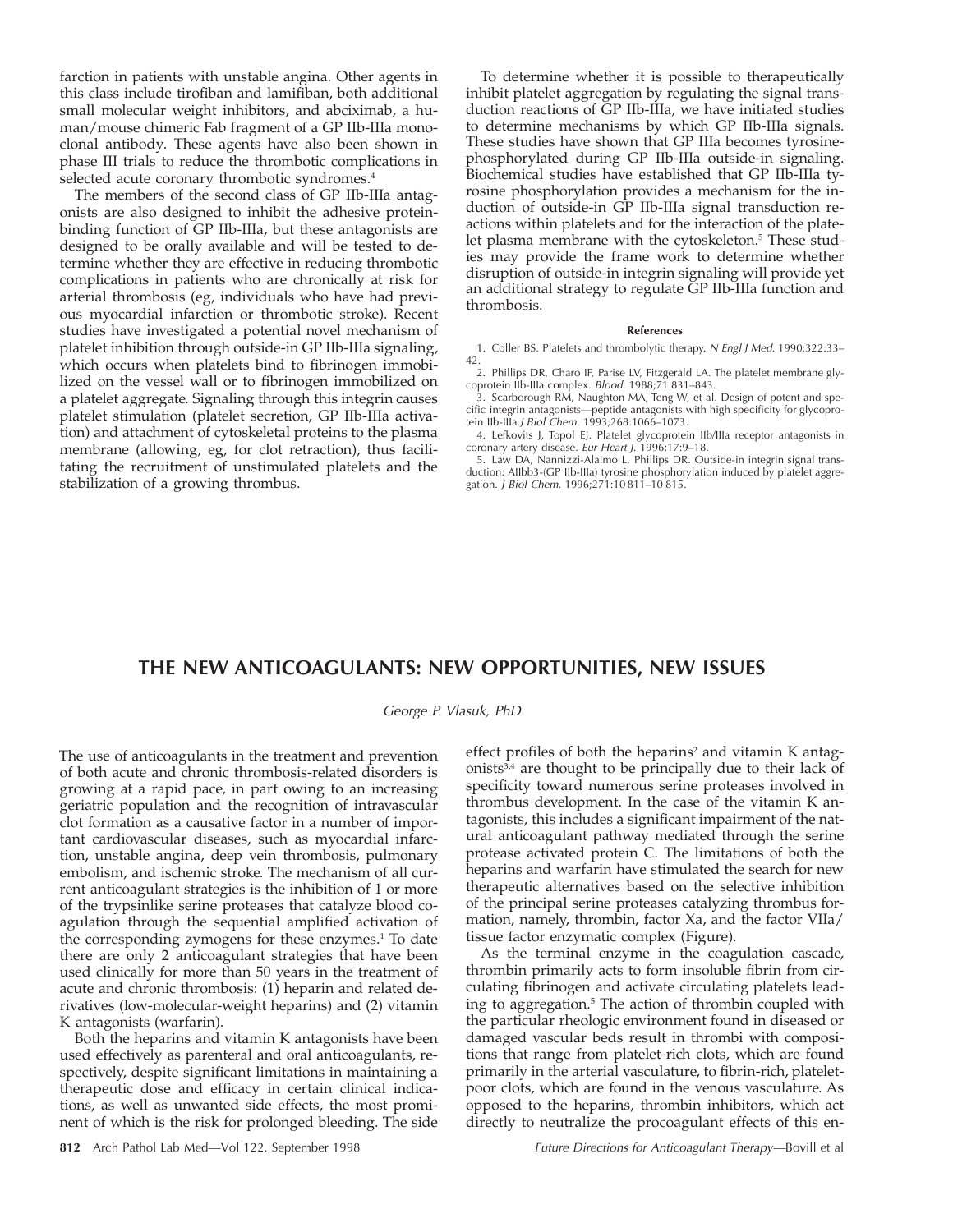farction in patients with unstable angina. Other agents in this class include tirofiban and lamifiban, both additional small molecular weight inhibitors, and abciximab, a human/mouse chimeric Fab fragment of a GP IIb-IIIa monoclonal antibody. These agents have also been shown in phase III trials to reduce the thrombotic complications in selected acute coronary thrombotic syndromes.[4]

The members of the second class of GP IIb-IIIa antagonists are also designed to inhibit the adhesive protein-binding function of GP IIb-IIIa, but these antagonists are designed to be orally available and will be tested to determine whether they are effective in reducing thrombotic complications in patients who are chronically at risk for arterial thrombosis (eg, individuals who have had previous myocardial infarction or thrombotic stroke). Recent studies have investigated a potential novel mechanism of platelet inhibition through outside-in GP IIb-IIIa signaling, which occurs when platelets bind to fibrinogen immobilized on the vessel wall or to fibrinogen immobilized on a platelet aggregate. Signaling through this integrin causes platelet stimulation (platelet secretion, GP IIb-IIIa activation) and attachment of cytoskeletal proteins to the plasma membrane (allowing, eg, for clot retraction), thus facilitating the recruitment of unstimulated platelets and the stabilization of a growing thrombus.

To determine whether it is possible to therapeutically inhibit platelet aggregation by regulating the signal transduction reactions of GP IIb-IIIa, we have initiated studies to determine mechanisms by which GP IIb-IIIa signals. These studies have shown that GP IIIa becomes tyrosine-phosphorylated during GP IIb-IIIa outside-in signaling. Biochemical studies have established that GP IIb-IIIa tyrosine phosphorylation provides a mechanism for the induction of outside-in GP IIb-IIIa signal transduction reactions within platelets and for the interaction of the platelet plasma membrane with the cytoskeleton.[5] These studies may provide the frame work to determine whether disruption of outside-in integrin signaling will provide yet an additional strategy to regulate GP IIb-IIIa function and thrombosis.

#### References

1. Coller BS. Platelets and thrombolytic therapy. *N Engl J Med.* 1990;322:33–42.
2. Phillips DR, Charo IF, Parise LV, Fitzgerald LA. The platelet membrane glycoprotein IIb-IIIa complex. *Blood.* 1988;71:831–843.
3. Scarborough RM, Naughton MA, Teng W, et al. Design of potent and specific integrin antagonists—peptide antagonists with high specificity for glycoprotein IIb-IIIa.*J Biol Chem.* 1993;268:1066–1073.
4. Lefkovits J, Topol EJ. Platelet glycoprotein IIb/IIIa receptor antagonists in coronary artery disease. *Eur Heart J.* 1996;17:9–18.
5. Law DA, Nannizzi-Alaimo L, Phillips DR. Outside-in integrin signal transduction: AIIbb3-(GP IIb-IIIa) tyrosine phosphorylation induced by platelet aggregation. *J Biol Chem.* 1996;271:10 811–10 815.

## THE NEW ANTICOAGULANTS: NEW OPPORTUNITIES, NEW ISSUES

*George P. Vlasuk, PhD*

The use of anticoagulants in the treatment and prevention of both acute and chronic thrombosis-related disorders is growing at a rapid pace, in part owing to an increasing geriatric population and the recognition of intravascular clot formation as a causative factor in a number of important cardiovascular diseases, such as myocardial infarction, unstable angina, deep vein thrombosis, pulmonary embolism, and ischemic stroke. The mechanism of all current anticoagulant strategies is the inhibition of 1 or more of the trypsinlike serine proteases that catalyze blood coagulation through the sequential amplified activation of the corresponding zymogens for these enzymes.[1] To date there are only 2 anticoagulant strategies that have been used clinically for more than 50 years in the treatment of acute and chronic thrombosis: (1) heparin and related derivatives (low-molecular-weight heparins) and (2) vitamin K antagonists (warfarin).

Both the heparins and vitamin K antagonists have been used effectively as parenteral and oral anticoagulants, respectively, despite significant limitations in maintaining a therapeutic dose and efficacy in certain clinical indications, as well as unwanted side effects, the most prominent of which is the risk for prolonged bleeding. The side effect profiles of both the heparins[2] and vitamin K antagonists[3,4] are thought to be principally due to their lack of specificity toward numerous serine proteases involved in thrombus development. In the case of the vitamin K antagonists, this includes a significant impairment of the natural anticoagulant pathway mediated through the serine protease activated protein C. The limitations of both the heparins and warfarin have stimulated the search for new therapeutic alternatives based on the selective inhibition of the principal serine proteases catalyzing thrombus formation, namely, thrombin, factor Xa, and the factor VIIa/tissue factor enzymatic complex (Figure).

As the terminal enzyme in the coagulation cascade, thrombin primarily acts to form insoluble fibrin from circulating fibrinogen and activate circulating platelets leading to aggregation.[5] The action of thrombin coupled with the particular rheologic environment found in diseased or damaged vascular beds result in thrombi with compositions that range from platelet-rich clots, which are found primarily in the arterial vasculature, to fibrin-rich, platelet-poor clots, which are found in the venous vasculature. As opposed to the heparins, thrombin inhibitors, which act directly to neutralize the procoagulant effects of this en-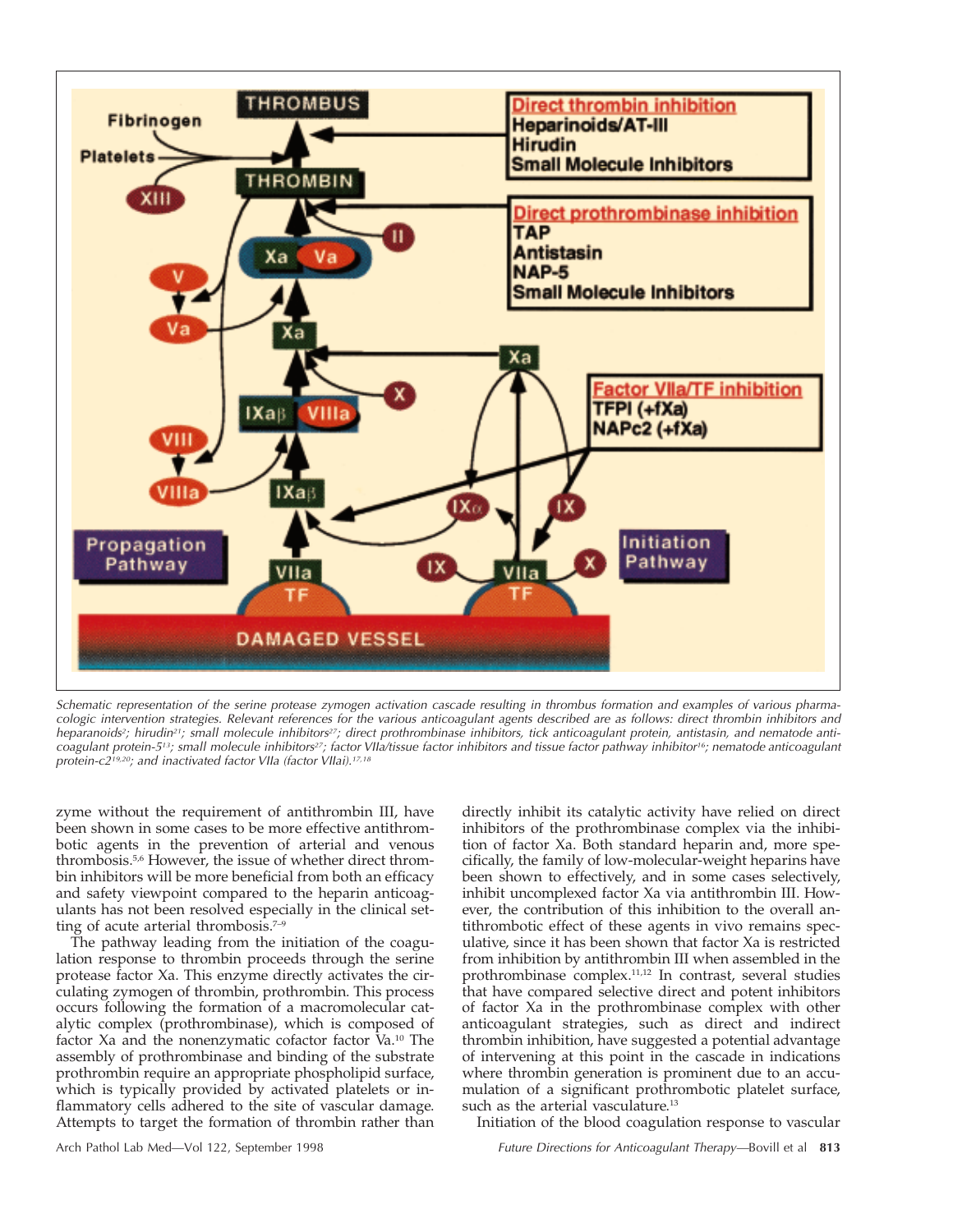*Schematic representation of the serine protease zymogen activation cascade resulting in thrombus formation and examples of various pharmacologic intervention strategies. Relevant references for the various anticoagulant agents described are as follows: direct thrombin inhibitors and heparanoids[2]; hirudin[21]; small molecule inhibitors[27]; direct prothrombinase inhibitors, tick anticoagulant protein, antistasin, and nematode anticoagulant protein-5[13]; small molecule inhibitors[27]; factor VIIa/tissue factor inhibitors and tissue factor pathway inhibitor[16]; nematode anticoagulant protein-c2[19,20]; and inactivated factor VIIa (factor VIIai).[17,18]*

zyme without the requirement of antithrombin III, have been shown in some cases to be more effective antithrombotic agents in the prevention of arterial and venous thrombosis.[5,6] However, the issue of whether direct thrombin inhibitors will be more beneficial from both an efficacy and safety viewpoint compared to the heparin anticoagulants has not been resolved especially in the clinical setting of acute arterial thrombosis.[7–9]

The pathway leading from the initiation of the coagulation response to thrombin proceeds through the serine protease factor Xa. This enzyme directly activates the circulating zymogen of thrombin, prothrombin. This process occurs following the formation of a macromolecular catalytic complex (prothrombinase), which is composed of factor Xa and the nonenzymatic cofactor factor Va.[10] The assembly of prothrombinase and binding of the substrate prothrombin require an appropriate phospholipid surface, which is typically provided by activated platelets or inflammatory cells adhered to the site of vascular damage. Attempts to target the formation of thrombin rather than directly inhibit its catalytic activity have relied on direct inhibitors of the prothrombinase complex via the inhibition of factor Xa. Both standard heparin and, more specifically, the family of low-molecular-weight heparins have been shown to effectively, and in some cases selectively, inhibit uncomplexed factor Xa via antithrombin III. However, the contribution of this inhibition to the overall antithrombotic effect of these agents in vivo remains speculative, since it has been shown that factor Xa is restricted from inhibition by antithrombin III when assembled in the prothrombinase complex.[11,12] In contrast, several studies that have compared selective direct and potent inhibitors of factor Xa in the prothrombinase complex with other anticoagulant strategies, such as direct and indirect thrombin inhibition, have suggested a potential advantage of intervening at this point in the cascade in indications where thrombin generation is prominent due to an accumulation of a significant prothrombotic platelet surface, such as the arterial vasculature.[13]

Initiation of the blood coagulation response to vascular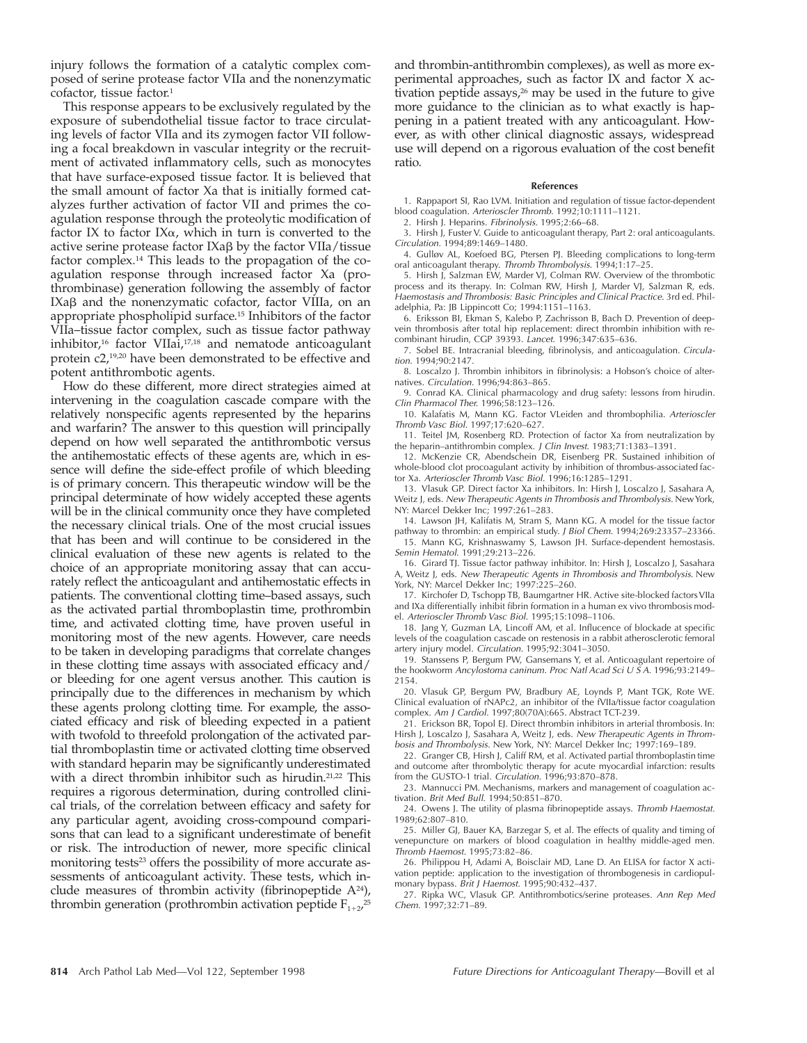injury follows the formation of a catalytic complex composed of serine protease factor VIIa and the nonenzymatic cofactor, tissue factor.[1]

This response appears to be exclusively regulated by the exposure of subendothelial tissue factor to trace circulating levels of factor VIIa and its zymogen factor VII following a focal breakdown in vascular integrity or the recruitment of activated inflammatory cells, such as monocytes that have surface-exposed tissue factor. It is believed that the small amount of factor Xa that is initially formed catalyzes further activation of factor VII and primes the coagulation response through the proteolytic modification of factor IX to factor IXα, which in turn is converted to the active serine protease factor IXaβ by the factor VIIa/tissue factor complex.[14] This leads to the propagation of the coagulation response through increased factor Xa (prothrombinase) generation following the assembly of factor IXaβ and the nonenzymatic cofactor, factor VIIIa, on an appropriate phospholipid surface.[15] Inhibitors of the factor VIIa–tissue factor complex, such as tissue factor pathway inhibitor,[16] factor VIIai,[17,18] and nematode anticoagulant protein c2,[19,20] have been demonstrated to be effective and potent antithrombotic agents.

How do these different, more direct strategies aimed at intervening in the coagulation cascade compare with the relatively nonspecific agents represented by the heparins and warfarin? The answer to this question will principally depend on how well separated the antithrombotic versus the antihemostatic effects of these agents are, which in essence will define the side-effect profile of which bleeding is of primary concern. This therapeutic window will be the principal determinate of how widely accepted these agents will be in the clinical community once they have completed the necessary clinical trials. One of the most crucial issues that has been and will continue to be considered in the clinical evaluation of these new agents is related to the choice of an appropriate monitoring assay that can accurately reflect the anticoagulant and antihemostatic effects in patients. The conventional clotting time–based assays, such as the activated partial thromboplastin time, prothrombin time, and activated clotting time, have proven useful in monitoring most of the new agents. However, care needs to be taken in developing paradigms that correlate changes in these clotting time assays with associated efficacy and/or bleeding for one agent versus another. This caution is principally due to the differences in mechanism by which these agents prolong clotting time. For example, the associated efficacy and risk of bleeding expected in a patient with twofold to threefold prolongation of the activated partial thromboplastin time or activated clotting time observed with standard heparin may be significantly underestimated with a direct thrombin inhibitor such as hirudin.[21,22] This requires a rigorous determination, during controlled clinical trials, of the correlation between efficacy and safety for any particular agent, avoiding cross-compound comparisons that can lead to a significant underestimate of benefit or risk. The introduction of newer, more specific clinical monitoring tests[23] offers the possibility of more accurate assessments of anticoagulant activity. These tests, which include measures of thrombin activity (fibrinopeptide A[24]), thrombin generation (prothrombin activation peptide $F_{1+2}$,[25] and thrombin-antithrombin complexes), as well as more experimental approaches, such as factor IX and factor X activation peptide assays,[26] may be used in the future to give more guidance to the clinician as to what exactly is happening in a patient treated with any anticoagulant. However, as with other clinical diagnostic assays, widespread use will depend on a rigorous evaluation of the cost benefit ratio.

## References

1. Rappaport SI, Rao LVM. Initiation and regulation of tissue factor-dependent blood coagulation. *Arterioscler Thromb.* 1992;10:1111–1121.
2. Hirsh J. Heparins. *Fibrinolysis.* 1995;2:66–68.
3. Hirsh J, Fuster V. Guide to anticoagulant therapy, Part 2: oral anticoagulants. *Circulation.* 1994;89:1469–1480.
4. Gulløv AL, Koefoed BG, Ptersen PJ. Bleeding complications to long-term oral anticoagulant therapy. *Thromb Thrombolysis.* 1994;1:17–25.
5. Hirsh J, Salzman EW, Marder VJ, Colman RW. Overview of the thrombotic process and its therapy. In: Colman RW, Hirsh J, Marder VJ, Salzman R, eds. *Haemostasis and Thrombosis: Basic Principles and Clinical Practice.* 3rd ed. Philadelphia, Pa: JB Lippincott Co; 1994:1151–1163.
6. Eriksson BI, Ekman S, Kalebo P, Zachrisson B, Bach D. Prevention of deep-vein thrombosis after total hip replacement: direct thrombin inhibition with recombinant hirudin, CGP 39393. *Lancet.* 1996;347:635–636.
7. Sobel BE. Intracranial bleeding, fibrinolysis, and anticoagulation. *Circulation.* 1994;90:2147.
8. Loscalzo J. Thrombin inhibitors in fibrinolysis: a Hobson's choice of alternatives. *Circulation.* 1996;94:863–865.
9. Conrad KA. Clinical pharmacology and drug safety: lessons from hirudin. *Clin Pharmacol Ther.* 1996;58:123–126.
10. Kalafatis M, Mann KG. Factor VLeiden and thrombophilia. *Arterioscler Thromb Vasc Biol.* 1997;17:620–627.
11. Teitel JM, Rosenberg RD. Protection of factor Xa from neutralization by the heparin–antithrombin complex. *J Clin Invest.* 1983;71:1383–1391.
12. McKenzie CR, Abendschein DR, Eisenberg PR. Sustained inhibition of whole-blood clot procoagulant activity by inhibition of thrombus-associated factor Xa. *Arterioscler Thromb Vasc Biol.* 1996;16:1285–1291.
13. Vlasuk GP. Direct factor Xa inhibitors. In: Hirsh J, Loscalzo J, Sasahara A, Weitz J, eds. *New Therapeutic Agents in Thrombosis and Thrombolysis.* New York, NY: Marcel Dekker Inc; 1997:261–283.
14. Lawson JH, Kalifatis M, Stram S, Mann KG. A model for the tissue factor pathway to thrombin: an empirical study. *J Biol Chem.* 1994;269:23357–23366.
15. Mann KG, Krishnaswamy S, Lawson JH. Surface-dependent hemostasis. *Semin Hematol.* 1991;29:213–226.
16. Girard TJ. Tissue factor pathway inhibitor. In: Hirsh J, Loscalzo J, Sasahara A, Weitz J, eds. *New Therapeutic Agents in Thrombosis and Thrombolysis.* New York, NY: Marcel Dekker Inc; 1997:225–260.
17. Kirchofer D, Tschopp TB, Baumgartner HR. Active site-blocked factors VIIa and IXa differentially inhibit fibrin formation in a human ex vivo thrombosis model. *Arterioscler Thromb Vasc Biol.* 1995;15:1098–1106.
18. Jang Y, Guzman LA, Lincoff AM, et al. Influcence of blockade at specific levels of the coagulation cascade on restenosis in a rabbit atherosclerotic femoral artery injury model. *Circulation.* 1995;92:3041–3050.
19. Stanssens P, Bergum PW, Gansemans Y, et al. Anticoagulant repertoire of the hookworm *Ancylostoma caninum. Proc Natl Acad Sci U S A.* 1996;93:2149–2154.
20. Vlasuk GP, Bergum PW, Bradbury AE, Loynds P, Mant TGK, Rote WE. Clinical evaluation of rNAPc2, an inhibitor of the fVIIa/tissue factor coagulation complex. *Am J Cardiol.* 1997;80(70A):665. Abstract TCT-239.
21. Erickson BR, Topol EJ. Direct thrombin inhibitors in arterial thrombosis. In: Hirsh J, Loscalzo J, Sasahara A, Weitz J, eds. *New Therapeutic Agents in Thrombosis and Thrombolysis.* New York, NY: Marcel Dekker Inc; 1997:169–189.
22. Granger CB, Hirsh J, Califf RM, et al. Activated partial thromboplastin time and outcome after thrombolytic therapy for acute myocardial infarction: results from the GUSTO-1 trial. *Circulation.* 1996;93:870–878.
23. Mannucci PM. Mechanisms, markers and management of coagulation activation. *Brit Med Bull.* 1994;50:851–870.
24. Owens J. The utility of plasma fibrinopeptide assays. *Thromb Haemostat.* 1989;62:807–810.
25. Miller GJ, Bauer KA, Barzegar S, et al. The effects of quality and timing of venepuncture on markers of blood coagulation in healthy middle-aged men. *Thromb Haemost.* 1995;73:82–86.
26. Philippou H, Adami A, Boisclair MD, Lane D. An ELISA for factor X activation peptide: application to the investigation of thrombogenesis in cardiopulmonary bypass. *Brit J Haemost.* 1995;90:432–437.
27. Ripka WC, Vlasuk GP. Antithrombotics/serine proteases. *Ann Rep Med Chem.* 1997;32:71–89.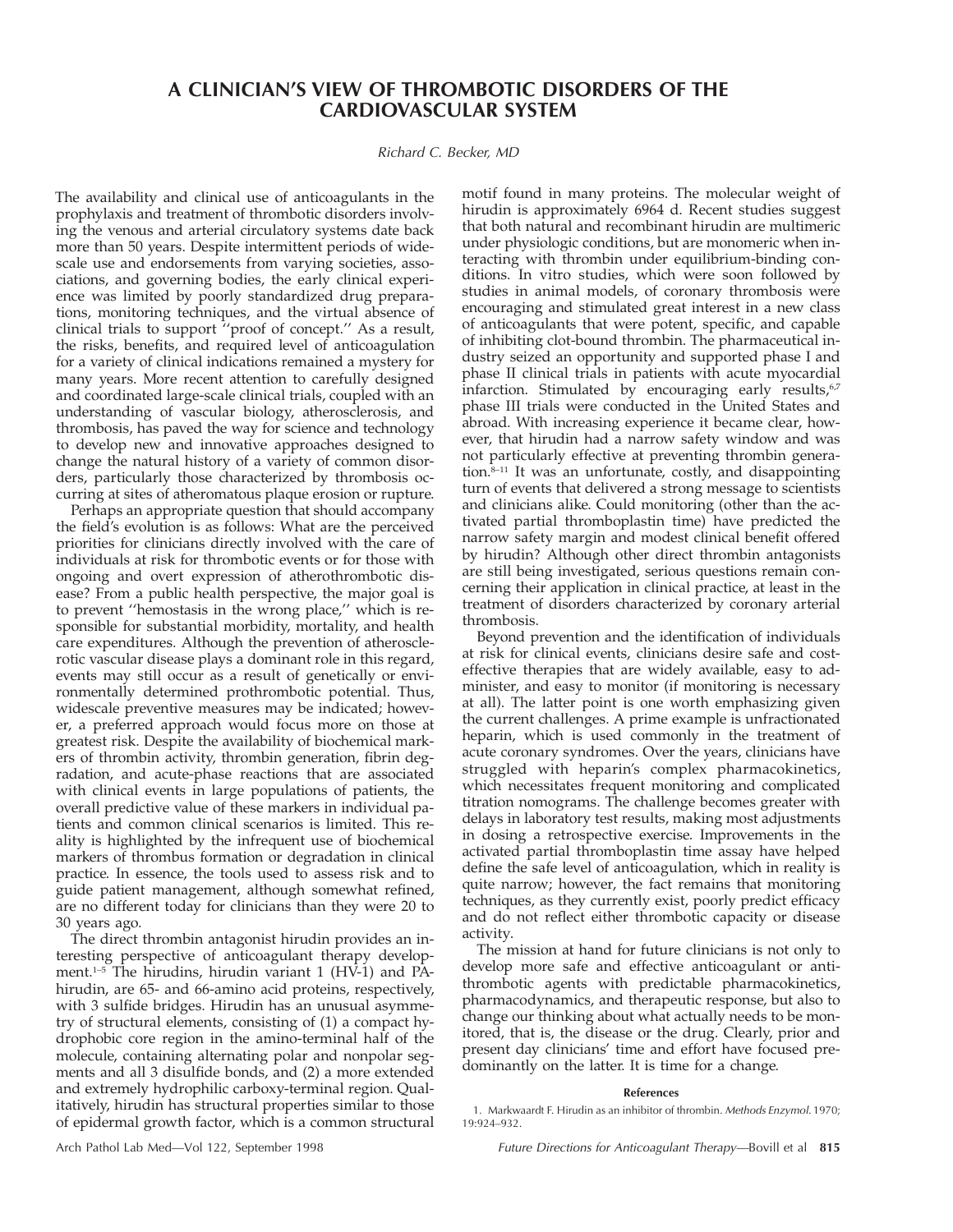# A CLINICIAN'S VIEW OF THROMBOTIC DISORDERS OF THE CARDIOVASCULAR SYSTEM

*Richard C. Becker, MD*

The availability and clinical use of anticoagulants in the prophylaxis and treatment of thrombotic disorders involving the venous and arterial circulatory systems date back more than 50 years. Despite intermittent periods of widescale use and endorsements from varying societies, associations, and governing bodies, the early clinical experience was limited by poorly standardized drug preparations, monitoring techniques, and the virtual absence of clinical trials to support ''proof of concept.'' As a result, the risks, benefits, and required level of anticoagulation for a variety of clinical indications remained a mystery for many years. More recent attention to carefully designed and coordinated large-scale clinical trials, coupled with an understanding of vascular biology, atherosclerosis, and thrombosis, has paved the way for science and technology to develop new and innovative approaches designed to change the natural history of a variety of common disorders, particularly those characterized by thrombosis occurring at sites of atheromatous plaque erosion or rupture.

Perhaps an appropriate question that should accompany the field's evolution is as follows: What are the perceived priorities for clinicians directly involved with the care of individuals at risk for thrombotic events or for those with ongoing and overt expression of atherothrombotic disease? From a public health perspective, the major goal is to prevent ''hemostasis in the wrong place,'' which is responsible for substantial morbidity, mortality, and health care expenditures. Although the prevention of atherosclerotic vascular disease plays a dominant role in this regard, events may still occur as a result of genetically or environmentally determined prothrombotic potential. Thus, widescale preventive measures may be indicated; however, a preferred approach would focus more on those at greatest risk. Despite the availability of biochemical markers of thrombin activity, thrombin generation, fibrin degradation, and acute-phase reactions that are associated with clinical events in large populations of patients, the overall predictive value of these markers in individual patients and common clinical scenarios is limited. This reality is highlighted by the infrequent use of biochemical markers of thrombus formation or degradation in clinical practice. In essence, the tools used to assess risk and to guide patient management, although somewhat refined, are no different today for clinicians than they were 20 to 30 years ago.

The direct thrombin antagonist hirudin provides an interesting perspective of anticoagulant therapy development.[1–5] The hirudins, hirudin variant 1 (HV-1) and PA-hirudin, are 65- and 66-amino acid proteins, respectively, with 3 sulfide bridges. Hirudin has an unusual asymmetry of structural elements, consisting of (1) a compact hydrophobic core region in the amino-terminal half of the molecule, containing alternating polar and nonpolar segments and all 3 disulfide bonds, and (2) a more extended and extremely hydrophilic carboxy-terminal region. Qualitatively, hirudin has structural properties similar to those of epidermal growth factor, which is a common structural motif found in many proteins. The molecular weight of hirudin is approximately 6964 d. Recent studies suggest that both natural and recombinant hirudin are multimeric under physiologic conditions, but are monomeric when interacting with thrombin under equilibrium-binding conditions. In vitro studies, which were soon followed by studies in animal models, of coronary thrombosis were encouraging and stimulated great interest in a new class of anticoagulants that were potent, specific, and capable of inhibiting clot-bound thrombin. The pharmaceutical industry seized an opportunity and supported phase I and phase II clinical trials in patients with acute myocardial infarction. Stimulated by encouraging early results,[6,7] phase III trials were conducted in the United States and abroad. With increasing experience it became clear, however, that hirudin had a narrow safety window and was not particularly effective at preventing thrombin generation.[8–11] It was an unfortunate, costly, and disappointing turn of events that delivered a strong message to scientists and clinicians alike. Could monitoring (other than the activated partial thromboplastin time) have predicted the narrow safety margin and modest clinical benefit offered by hirudin? Although other direct thrombin antagonists are still being investigated, serious questions remain concerning their application in clinical practice, at least in the treatment of disorders characterized by coronary arterial thrombosis.

Beyond prevention and the identification of individuals at risk for clinical events, clinicians desire safe and cost-effective therapies that are widely available, easy to administer, and easy to monitor (if monitoring is necessary at all). The latter point is one worth emphasizing given the current challenges. A prime example is unfractionated heparin, which is used commonly in the treatment of acute coronary syndromes. Over the years, clinicians have struggled with heparin's complex pharmacokinetics, which necessitates frequent monitoring and complicated titration nomograms. The challenge becomes greater with delays in laboratory test results, making most adjustments in dosing a retrospective exercise. Improvements in the activated partial thromboplastin time assay have helped define the safe level of anticoagulation, which in reality is quite narrow; however, the fact remains that monitoring techniques, as they currently exist, poorly predict efficacy and do not reflect either thrombotic capacity or disease activity.

The mission at hand for future clinicians is not only to develop more safe and effective anticoagulant or antithrombotic agents with predictable pharmacokinetics, pharmacodynamics, and therapeutic response, but also to change our thinking about what actually needs to be monitored, that is, the disease or the drug. Clearly, prior and present day clinicians' time and effort have focused predominantly on the latter. It is time for a change.

## References

1. Markwaardt F. Hirudin as an inhibitor of thrombin. *Methods Enzymol.* 1970; 19:924–932.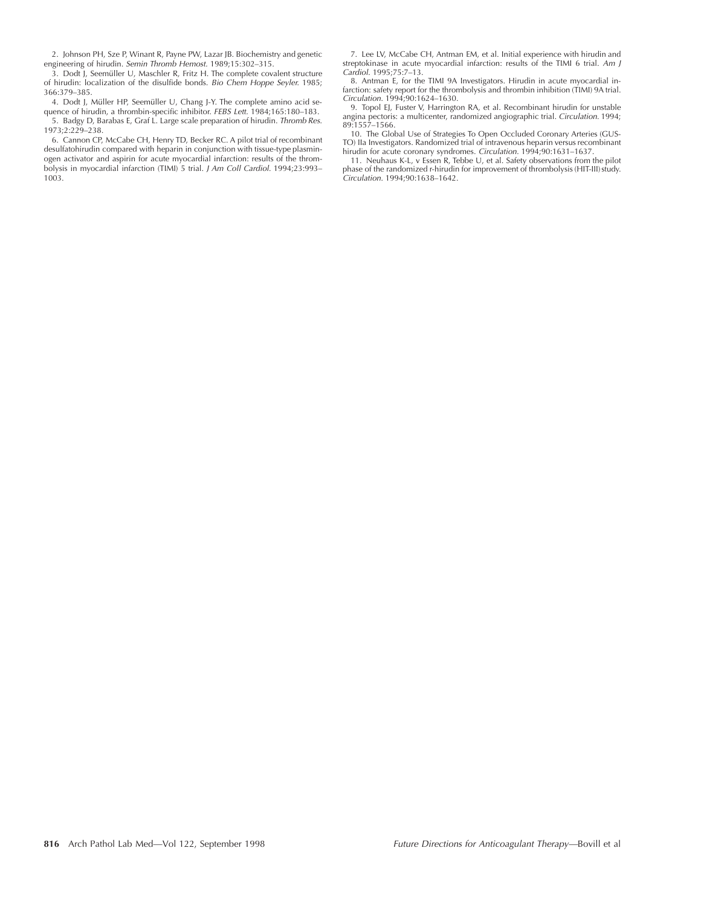2. Johnson PH, Sze P, Winant R, Payne PW, Lazar JB. Biochemistry and genetic engineering of hirudin. *Semin Thromb Hemost.* 1989;15:302–315.

3. Dodt J, Seemüller U, Maschler R, Fritz H. The complete covalent structure of hirudin: localization of the disulfide bonds. *Bio Chem Hoppe Seyler.* 1985; 366:379–385.

4. Dodt J, Müller HP, Seemüller U, Chang J-Y. The complete amino acid sequence of hirudin, a thrombin-specific inhibitor. *FEBS Lett.* 1984;165:180–183.

5. Badgy D, Barabas E, Graf L. Large scale preparation of hirudin. *Thromb Res.* 1973;2:229–238.

6. Cannon CP, McCabe CH, Henry TD, Becker RC. A pilot trial of recombinant desulfatohirudin compared with heparin in conjunction with tissue-type plasminogen activator and aspirin for acute myocardial infarction: results of the thrombolysis in myocardial infarction (TIMI) 5 trial. *J Am Coll Cardiol.* 1994;23:993–1003.

7. Lee LV, McCabe CH, Antman EM, et al. Initial experience with hirudin and streptokinase in acute myocardial infarction: results of the TIMI 6 trial. *Am J Cardiol.* 1995;75:7–13.

8. Antman E, for the TIMI 9A Investigators. Hirudin in acute myocardial infarction: safety report for the thrombolysis and thrombin inhibition (TIMI) 9A trial. *Circulation.* 1994;90:1624–1630.

9. Topol EJ, Fuster V, Harrington RA, et al. Recombinant hirudin for unstable angina pectoris: a multicenter, randomized angiographic trial. *Circulation.* 1994; 89:1557–1566.

10. The Global Use of Strategies To Open Occluded Coronary Arteries (GUSTO) IIa Investigators. Randomized trial of intravenous heparin versus recombinant hirudin for acute coronary syndromes. *Circulation.* 1994;90:1631–1637.

11. Neuhaus K-L, v Essen R, Tebbe U, et al. Safety observations from the pilot phase of the randomized r-hirudin for improvement of thrombolysis (HIT-III) study. *Circulation.* 1994;90:1638–1642.